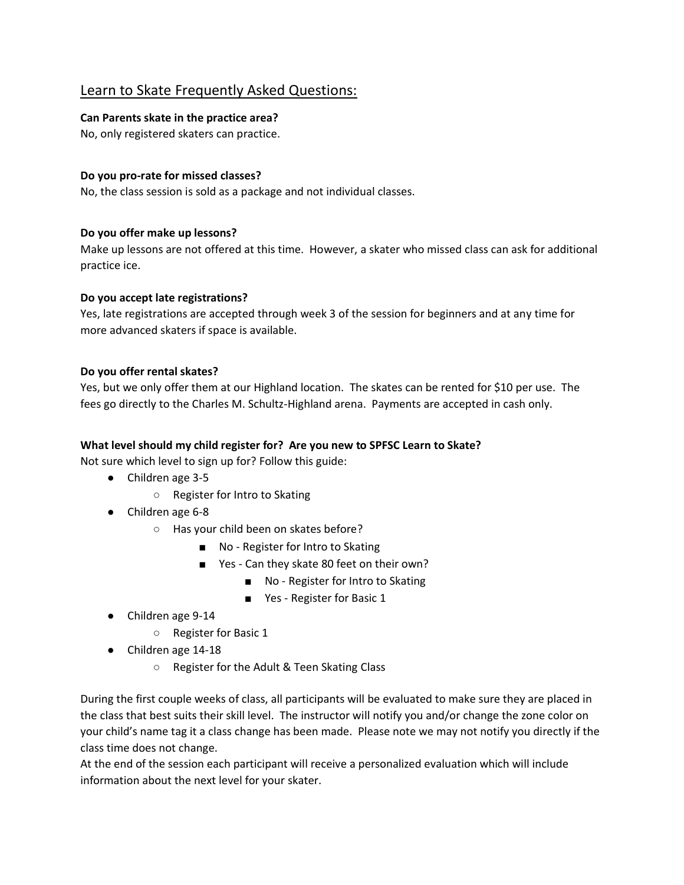## Learn to Skate Frequently Asked Questions:

**Can Parents skate in the practice area?**
No, only registered skaters can practice.

**Do you pro-rate for missed classes?**
No, the class session is sold as a package and not individual classes.

**Do you offer make up lessons?**
Make up lessons are not offered at this time. However, a skater who missed class can ask for additional practice ice.

**Do you accept late registrations?**
Yes, late registrations are accepted through week 3 of the session for beginners and at any time for more advanced skaters if space is available.

**Do you offer rental skates?**
Yes, but we only offer them at our Highland location. The skates can be rented for $10 per use. The fees go directly to the Charles M. Schultz-Highland arena. Payments are accepted in cash only.

**What level should my child register for? Are you new to SPFSC Learn to Skate?**
Not sure which level to sign up for? Follow this guide:

- Children age 3-5
  - Register for Intro to Skating
- Children age 6-8
  - Has your child been on skates before?
    - No - Register for Intro to Skating
    - Yes - Can they skate 80 feet on their own?
      - No - Register for Intro to Skating
      - Yes - Register for Basic 1
- Children age 9-14
  - Register for Basic 1
- Children age 14-18
  - Register for the Adult & Teen Skating Class

During the first couple weeks of class, all participants will be evaluated to make sure they are placed in the class that best suits their skill level. The instructor will notify you and/or change the zone color on your child's name tag it a class change has been made. Please note we may not notify you directly if the class time does not change.
At the end of the session each participant will receive a personalized evaluation which will include information about the next level for your skater.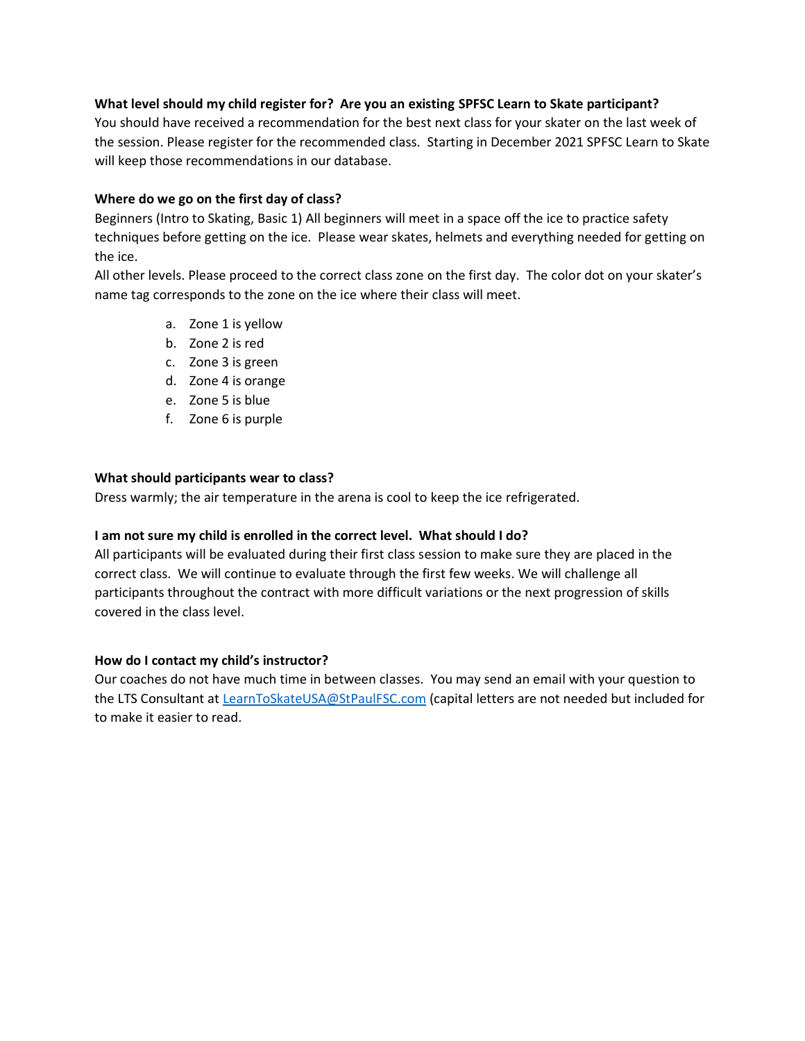**What level should my child register for? Are you an existing SPFSC Learn to Skate participant?**

You should have received a recommendation for the best next class for your skater on the last week of the session. Please register for the recommended class. Starting in December 2021 SPFSC Learn to Skate will keep those recommendations in our database.

**Where do we go on the first day of class?**

Beginners (Intro to Skating, Basic 1) All beginners will meet in a space off the ice to practice safety techniques before getting on the ice. Please wear skates, helmets and everything needed for getting on the ice.

All other levels. Please proceed to the correct class zone on the first day. The color dot on your skater's name tag corresponds to the zone on the ice where their class will meet.

a. Zone 1 is yellow
b. Zone 2 is red
c. Zone 3 is green
d. Zone 4 is orange
e. Zone 5 is blue
f. Zone 6 is purple

**What should participants wear to class?**

Dress warmly; the air temperature in the arena is cool to keep the ice refrigerated.

**I am not sure my child is enrolled in the correct level. What should I do?**

All participants will be evaluated during their first class session to make sure they are placed in the correct class. We will continue to evaluate through the first few weeks. We will challenge all participants throughout the contract with more difficult variations or the next progression of skills covered in the class level.

**How do I contact my child's instructor?**

Our coaches do not have much time in between classes. You may send an email with your question to the LTS Consultant at LearnToSkateUSA@StPaulFSC.com (capital letters are not needed but included for to make it easier to read.